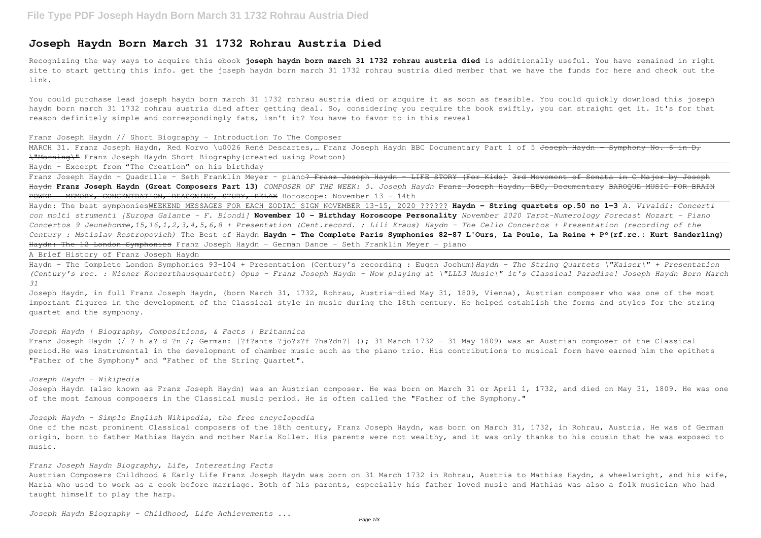# Joseph Haydn Born March 31 1732 Rohrau Austria Died

Recognizing the way ways to acquire this ebook **joseph haydn born march 31 1732 rohrau austria died** is additionally useful. You have remained in right site to start getting this info. get the joseph haydn born march 31 1732 rohrau austria died member that we have the funds for here and check out the link.

You could purchase lead joseph haydn born march 31 1732 rohrau austria died or acquire it as soon as feasible. You could quickly download this joseph haydn born march 31 1732 rohrau austria died after getting deal. So, considering you require the book swiftly, you can straight get it. It's for that reason definitely simple and correspondingly fats, isn't it? You have to favor to in this reveal

Franz Joseph Haydn // Short Biography - Introduction To The Composer

MARCH 31. Franz Joseph Haydn, Red Norvo \u0026 René Descartes,… Franz Joseph Haydn BBC Documentary Part 1 of 5 ~~Joseph Haydn - Symphony No. 6 in D, \"Morning\"~~ Franz Joseph Haydn Short Biography(created using Powtoon)

Haydn - Excerpt from "The Creation" on his birthday

Franz Joseph Haydn - Quadrille - Seth Franklin Meyer - piano~~? Franz Joseph Haydn - LIFE STORY (For Kids) 3rd Movement of Sonata in C Major by Joseph Haydn~~ **Franz Joseph Haydn (Great Composers Part 13)** *COMPOSER OF THE WEEK: 5. Joseph Haydn* ~~Franz Joseph Haydn, BBC, Documentary BAROQUE MUSIC FOR BRAIN POWER - MEMORY, CONCENTRATION, REASONING, STUDY, RELAX~~ Horoscope: November 13 - 14th

Haydn: The best symphonies WEEKEND MESSAGES FOR EACH ZODIAC SIGN NOVEMBER 13-15, 2020 ?????? **Haydn - String quartets op.50 no 1-3** *A. Vivaldi: Concerti con molti strumenti [Europa Galante - F. Biondi]* **November 10 - Birthday Horoscope Personality** *November 2020 Tarot-Numerology Forecast Mozart - Piano Concertos 9 Jeunehomme,15,16,1,2,3,4,5,6,8 + Presentation (Cent.record. : Lili Kraus) Haydn - The Cello Concertos + Presentation (recording of the Century : Mstislav Rostropovich)* The Best of Haydn **Haydn - The Complete Paris Symphonies 82-87 L'Ours, La Poule, La Reine + P°(rf.rc.: Kurt Sanderling)** ~~Haydn: The 12 London Symphonies~~ Franz Joseph Haydn - German Dance - Seth Franklin Meyer - piano

A Brief History of Franz Joseph Haydn

Haydn - The Complete London Symphonies 93-104 + Presentation (Century's recording : Eugen Jochum)*Haydn - The String Quartets \"Kaiser\" + Presentation (Century's rec. : Wiener Konzerthausquartett) Opus - Franz Joseph Haydn - Now playing at \"LLL3 Music\" it's Classical Paradise! Joseph Haydn Born March 31*

Joseph Haydn, in full Franz Joseph Haydn, (born March 31, 1732, Rohrau, Austria—died May 31, 1809, Vienna), Austrian composer who was one of the most important figures in the development of the Classical style in music during the 18th century. He helped establish the forms and styles for the string quartet and the symphony.

*Joseph Haydn | Biography, Compositions, & Facts | Britannica*

Franz Joseph Haydn (/ ? h a? d ?n /; German: [?f?ants ?jo?z?f ?ha?dn?] (); 31 March 1732 – 31 May 1809) was an Austrian composer of the Classical period.He was instrumental in the development of chamber music such as the piano trio. His contributions to musical form have earned him the epithets "Father of the Symphony" and "Father of the String Quartet".

*Joseph Haydn - Wikipedia*

Joseph Haydn (also known as Franz Joseph Haydn) was an Austrian composer. He was born on March 31 or April 1, 1732, and died on May 31, 1809. He was one of the most famous composers in the Classical music period. He is often called the "Father of the Symphony."

*Joseph Haydn - Simple English Wikipedia, the free encyclopedia*

One of the most prominent Classical composers of the 18th century, Franz Joseph Haydn, was born on March 31, 1732, in Rohrau, Austria. He was of German origin, born to father Mathias Haydn and mother Maria Koller. His parents were not wealthy, and it was only thanks to his cousin that he was exposed to music.

*Franz Joseph Haydn Biography, Life, Interesting Facts*

Austrian Composers Childhood & Early Life Franz Joseph Haydn was born on 31 March 1732 in Rohrau, Austria to Mathias Haydn, a wheelwright, and his wife, Maria who used to work as a cook before marriage. Both of his parents, especially his father loved music and Mathias was also a folk musician who had taught himself to play the harp.

*Joseph Haydn Biography - Childhood, Life Achievements ...*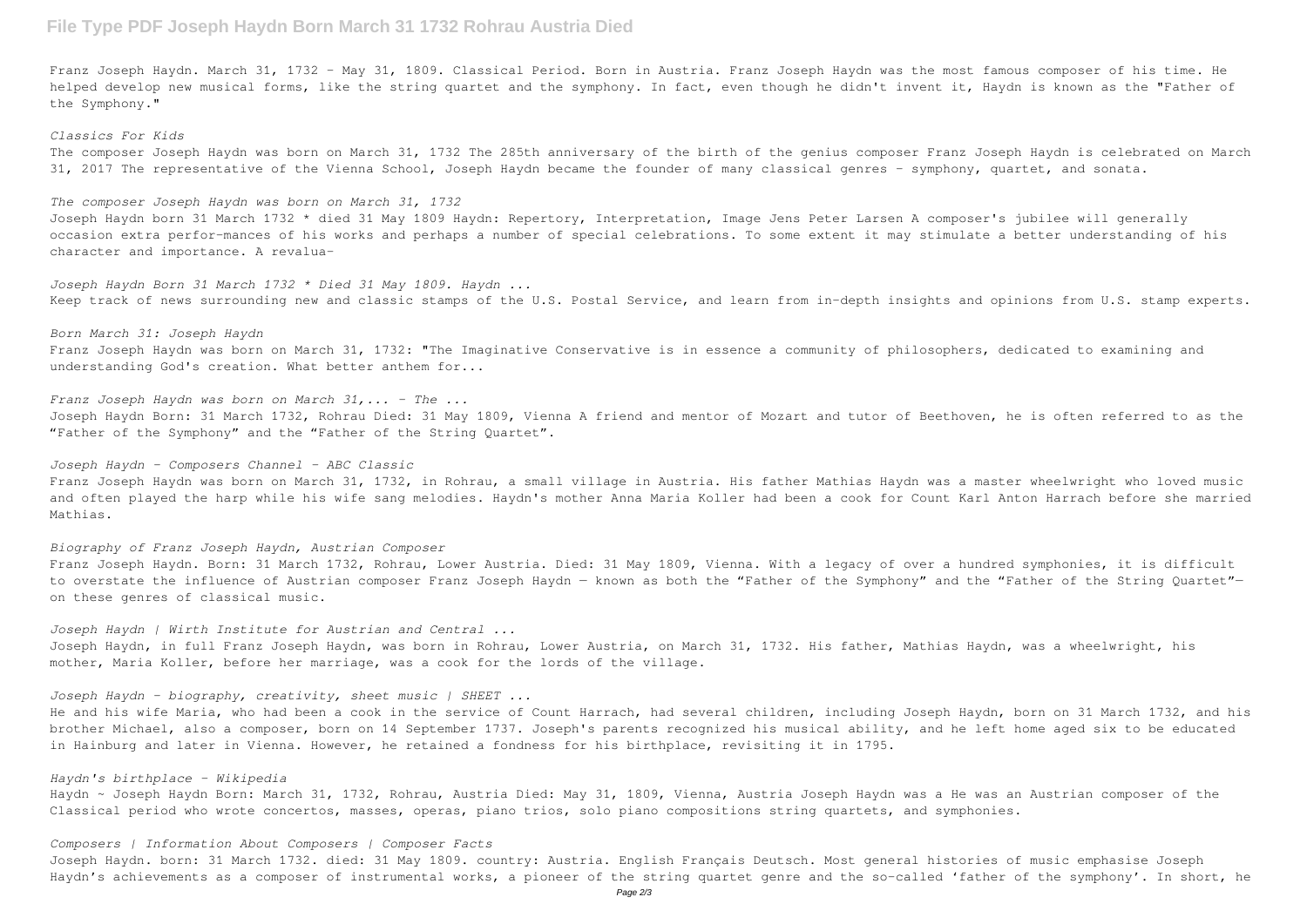Franz Joseph Haydn. March 31, 1732 - May 31, 1809. Classical Period. Born in Austria. Franz Joseph Haydn was the most famous composer of his time. He helped develop new musical forms, like the string quartet and the symphony. In fact, even though he didn't invent it, Haydn is known as the "Father of the Symphony."

*Classics For Kids*

The composer Joseph Haydn was born on March 31, 1732 The 285th anniversary of the birth of the genius composer Franz Joseph Haydn is celebrated on March 31, 2017 The representative of the Vienna School, Joseph Haydn became the founder of many classical genres - symphony, quartet, and sonata.

*The composer Joseph Haydn was born on March 31, 1732*

Joseph Haydn born 31 March 1732 * died 31 May 1809 Haydn: Repertory, Interpretation, Image Jens Peter Larsen A composer's jubilee will generally occasion extra perfor-mances of his works and perhaps a number of special celebrations. To some extent it may stimulate a better understanding of his character and importance. A revalua-

*Joseph Haydn Born 31 March 1732 * Died 31 May 1809. Haydn ...*

Keep track of news surrounding new and classic stamps of the U.S. Postal Service, and learn from in-depth insights and opinions from U.S. stamp experts.

*Born March 31: Joseph Haydn*

Franz Joseph Haydn was born on March 31, 1732: "The Imaginative Conservative is in essence a community of philosophers, dedicated to examining and understanding God's creation. What better anthem for...

*Franz Joseph Haydn was born on March 31,... - The ...*

Joseph Haydn Born: 31 March 1732, Rohrau Died: 31 May 1809, Vienna A friend and mentor of Mozart and tutor of Beethoven, he is often referred to as the "Father of the Symphony" and the "Father of the String Quartet".

*Joseph Haydn - Composers Channel - ABC Classic*

Franz Joseph Haydn was born on March 31, 1732, in Rohrau, a small village in Austria. His father Mathias Haydn was a master wheelwright who loved music and often played the harp while his wife sang melodies. Haydn's mother Anna Maria Koller had been a cook for Count Karl Anton Harrach before she married Mathias.

*Biography of Franz Joseph Haydn, Austrian Composer*

Franz Joseph Haydn. Born: 31 March 1732, Rohrau, Lower Austria. Died: 31 May 1809, Vienna. With a legacy of over a hundred symphonies, it is difficult to overstate the influence of Austrian composer Franz Joseph Haydn — known as both the "Father of the Symphony" and the "Father of the String Quartet"— on these genres of classical music.

*Joseph Haydn | Wirth Institute for Austrian and Central ...*

Joseph Haydn, in full Franz Joseph Haydn, was born in Rohrau, Lower Austria, on March 31, 1732. His father, Mathias Haydn, was a wheelwright, his mother, Maria Koller, before her marriage, was a cook for the lords of the village.

*Joseph Haydn - biography, creativity, sheet music | SHEET ...*

He and his wife Maria, who had been a cook in the service of Count Harrach, had several children, including Joseph Haydn, born on 31 March 1732, and his brother Michael, also a composer, born on 14 September 1737. Joseph's parents recognized his musical ability, and he left home aged six to be educated in Hainburg and later in Vienna. However, he retained a fondness for his birthplace, revisiting it in 1795.

*Haydn's birthplace - Wikipedia*

Haydn ~ Joseph Haydn Born: March 31, 1732, Rohrau, Austria Died: May 31, 1809, Vienna, Austria Joseph Haydn was a He was an Austrian composer of the Classical period who wrote concertos, masses, operas, piano trios, solo piano compositions string quartets, and symphonies.

*Composers | Information About Composers | Composer Facts*

Joseph Haydn. born: 31 March 1732. died: 31 May 1809. country: Austria. English Français Deutsch. Most general histories of music emphasise Joseph Haydn's achievements as a composer of instrumental works, a pioneer of the string quartet genre and the so-called 'father of the symphony'. In short, he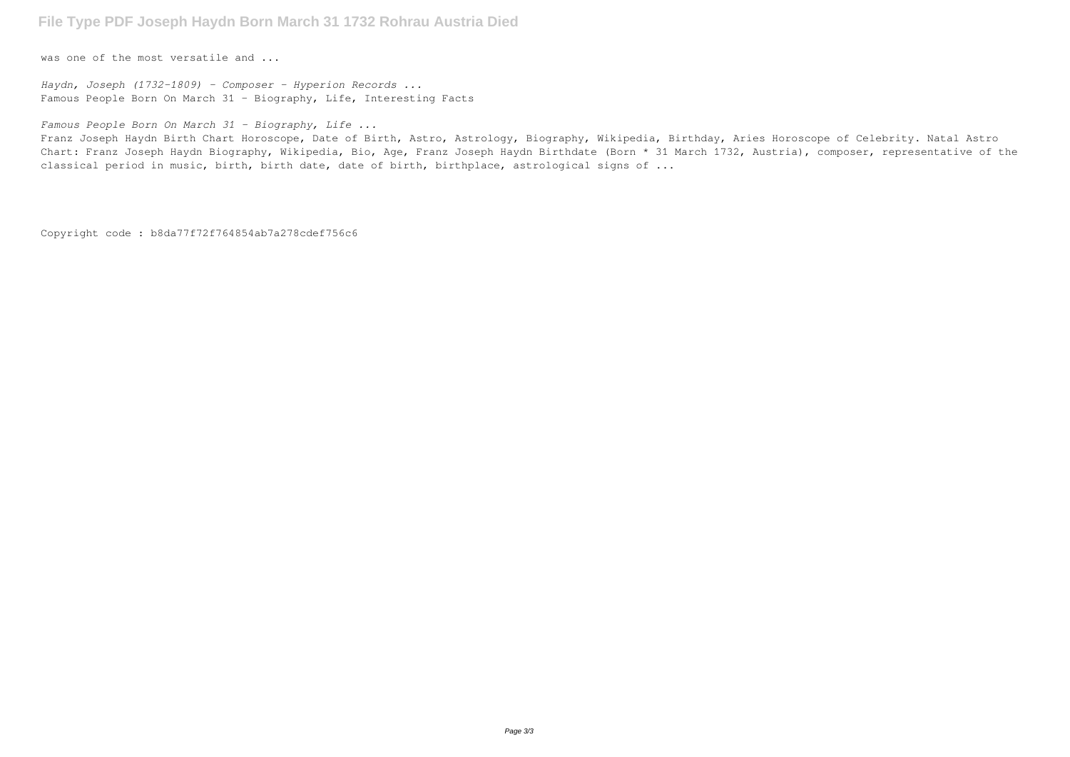was one of the most versatile and ...

*Haydn, Joseph (1732-1809) - Composer - Hyperion Records ...*
Famous People Born On March 31 - Biography, Life, Interesting Facts

*Famous People Born On March 31 - Biography, Life ...*
Franz Joseph Haydn Birth Chart Horoscope, Date of Birth, Astro, Astrology, Biography, Wikipedia, Birthday, Aries Horoscope of Celebrity. Natal Astro Chart: Franz Joseph Haydn Biography, Wikipedia, Bio, Age, Franz Joseph Haydn Birthdate (Born * 31 March 1732, Austria), composer, representative of the classical period in music, birth, birth date, date of birth, birthplace, astrological signs of ...

Copyright code : b8da77f72f764854ab7a278cdef756c6